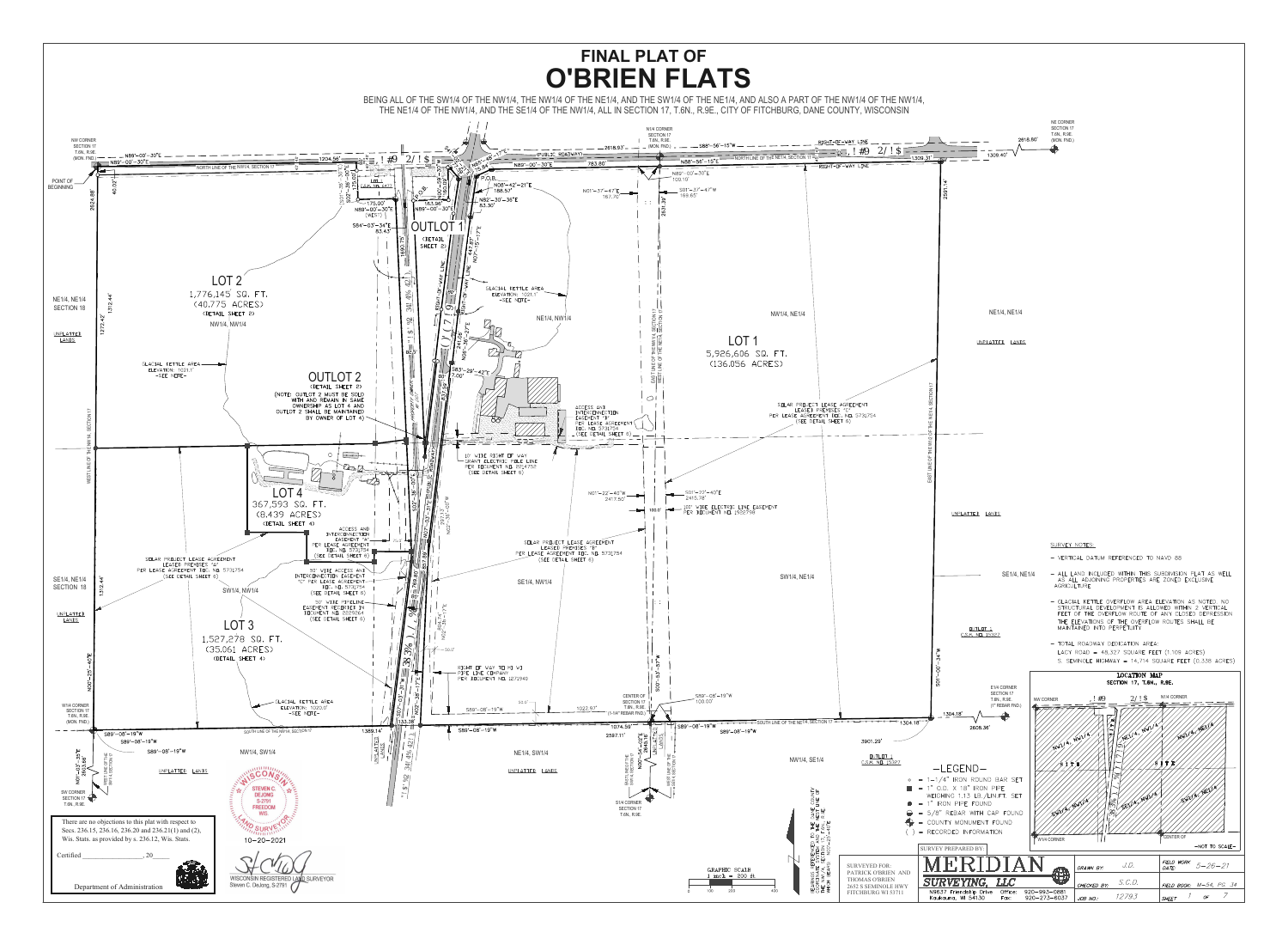# FINAL PLAT OF
# O'BRIEN FLATS

BEING ALL OF THE SW1/4 OF THE NW1/4, THE NW1/4 OF THE NE1/4, AND THE SW1/4 OF THE NE1/4, AND ALSO A PART OF THE NW1/4 OF THE NW1/4, THE NE1/4 OF THE NW1/4, AND THE SE1/4 OF THE NW1/4, ALL IN SECTION 17, T.6N., R.9E., CITY OF FITCHBURG, DANE COUNTY, WISCONSIN

LOT 1
5,926,606 SQ. FT.
(136.056 ACRES)

LOT 2
1,776,145 SQ. FT.
(40.775 ACRES)
(DETAIL SHEET 2)

LOT 3
1,527,278 SQ. FT.
(35.061 ACRES)
(DETAIL SHEET 4)

LOT 4
367,593 SQ. FT.
(8.439 ACRES)
(DETAIL SHEET 4)

OUTLOT 1
(DETAIL SHEET 2)

OUTLOT 2
(DETAIL SHEET 2)
(NOTE: OUTLOT 2 MUST BE SOLD WITH AND REMAIN IN SAME OWNERSHIP AS LOT 4 AND OUTLOT 2 SHALL BE MAINTAINED BY OWNER OF LOT 4)

GLACIAL KETTLE AREA ELEVATION: 1021.1' -SEE NOTE-

GLACIAL KETTLE AREA ELEVATION: 1020.0' -SEE NOTE-

SOLAR PROJECT LEASE AGREEMENT LEASED PREMISES "A" PER LEASE AGREEMENT DOC. NO. 5731754 (SEE DETAIL SHEET 6)

SOLAR PROJECT LEASE AGREEMENT LEASED PREMISES "B" PER LEASE AGREEMENT DOC. NO. 5731754 (SEE DETAIL SHEET 6)

SOLAR PROJECT LEASE AGREEMENT LEASED PREMISES "C" PER LEASE AGREEMENT DOC. NO. 5731754 (SEE DETAIL SHEET 6)

ACCESS AND INTERCONNECTION EASEMENT "A" PER LEASE AGREEMENT DOC. NO. 5731754 (SEE DETAIL SHEET 6)

ACCESS AND INTERCONNECTION EASEMENT "B" PER LEASE AGREEMENT DOC. NO. 5731754 (SEE DETAIL SHEET 6)

50' WIDE ACCESS AND INTERCONNECTION EASEMENT "C" PER LEASE AGREEMENT DOC. NO. 5731754 (SEE DETAIL SHEET 6)

50' WIDE PIPELINE EASEMENT RECORDED IN DOCUMENT NO. 3229264 (SEE DETAIL SHEET 6)

15' WIDE RIGHT OF WAY GRANT ELECTRIC POLE LINE PER DOCUMENT NO. 2014752 (SEE DETAIL SHEET 6)

100' WIDE ELECTRIC LINE EASEMENT PER DOCUMENT NO. 1938798

RIGHT OF WAY TO MG W PIPE LINE COMPANY PER DOCUMENT NO. 1271948

NW CORNER SECTION 17 T.6N., R.9E. (MON. FND.)
N1/4 CORNER SECTION 17 T.6N., R.9E. (MON. FND.)
NE CORNER SECTION 17 T.6N., R.9E. (MON. FND.)
E1/4 CORNER SECTION 17 T.6N., R.9E. (1" REBAR FND.)
CENTER OF SECTION 17 T.6N., R.9E. (1-1/4" REBAR FND.)
W1/4 CORNER SECTION 17 T.6N., R.9E. (MON. FND.)
SW CORNER SECTION 17 T.6N., R.9E.
S1/4 CORNER SECTION 17 T.6N., R.9E.

POINT OF BEGINNING

OUTLOT 1 C.S.M. NO. 15327

UNPLATTED LANDS

## SURVEY NOTES:

- VERTICAL DATUM REFERENCED TO NAVD 88
- ALL LAND INCLUDED WITHIN THIS SUBDIVISION PLAT AS WELL AS ALL ADJOINING PROPERTIES ARE ZONED EXCLUSIVE AGRICULTURE
- GLACIAL KETTLE OVERFLOW AREA ELEVATION AS NOTED. NO STRUCTURAL DEVELOPMENT IS ALLOWED WITHIN 2 VERTICAL FEET OF THE OVERFLOW ROUTE OF ANY CLOSED DEPRESSION. THE ELEVATIONS OF THE OVERFLOW ROUTES SHALL BE MAINTAINED INTO PERPETUITY.
- TOTAL ROADWAY DEDICATION AREA:
  - LACY ROAD = 48,327 SQUARE FEET (1.109 ACRES)
  - S. SEMINOLE HIGHWAY = 14,714 SQUARE FEET (0.338 ACRES)

## LOCATION MAP
SECTION 17, T.6N., R.9E.
-NOT TO SCALE-

## -LEGEND-

- ○ = 1-1/4" IRON ROUND BAR SET
- ■ = 1" O.D. X 18" IRON PIPE WEIGHING 1.13 LB./LIN.FT. SET
- ● = 1" IRON PIPE FOUND
- ⊖ = 5/8" REBAR WITH CAP FOUND
- ✦ = COUNTY MONUMENT FOUND
- ( ) = RECORDED INFORMATION

BEARINGS REFERENCED TO THE DANE COUNTY COORDINATE SYSTEM, THE EAST LINE OF THE NW1/4, SECTION 17, T.6N., R.9E. WHICH BEARS N01°-37'-47"W

GRAPHIC SCALE
1 inch = 200 ft.

There are no objections to this plat with respect to Secs. 236.15, 236.16, 236.20 and 236.21(1) and (2), Wis. Stats. as provided by s. 236.12, Wis. Stats.

Certified _________________, 20_____

Department of Administration

STEVEN C. DEJONG S-2791 FREEDOM WIS. LAND SURVEYOR

10-20-2021

WISCONSIN REGISTERED LAND SURVEYOR
Steven C. DeJong, S-2791

SURVEY PREPARED BY:

SURVEYED FOR:
PATRICK O'BRIEN AND THOMAS O'BRIEN
2652 S SEMINOLE HWY
FITCHBURG WI 53711

MERIDIAN SURVEYING, LLC
N9637 Friendship Drive, Kaukauna, WI 54130
Office: 920-993-0881
Fax: 920-273-6037

| DRAWN BY: | J.D. | FIELD WORK DATE: | 5-26-21 |
|---|---|---|---|
| CHECKED BY: | S.C.D. | FIELD BOOK: | M-54, PG. 34 |
| JOB NO.: | 12793 | SHEET | 1 OF 7 |